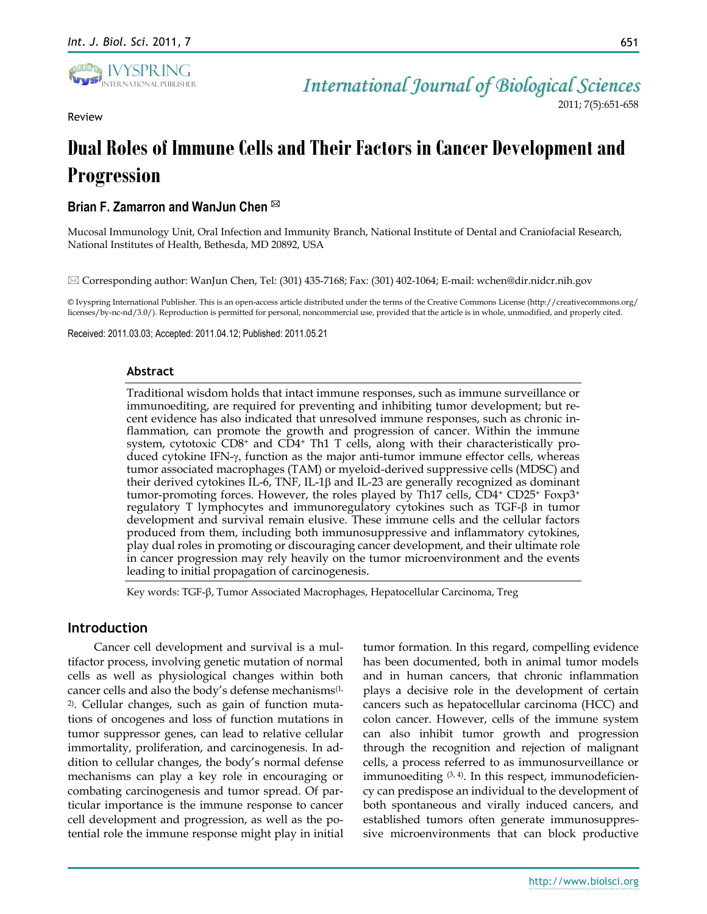Review

# Dual Roles of Immune Cells and Their Factors in Cancer Development and Progression

**Brian F. Zamarron and WanJun Chen** ✉

Mucosal Immunology Unit, Oral Infection and Immunity Branch, National Institute of Dental and Craniofacial Research, National Institutes of Health, Bethesda, MD 20892, USA

✉ Corresponding author: WanJun Chen, Tel: (301) 435-7168; Fax: (301) 402-1064; E-mail: wchen@dir.nidcr.nih.gov

© Ivyspring International Publisher. This is an open-access article distributed under the terms of the Creative Commons License (http://creativecommons.org/licenses/by-nc-nd/3.0/). Reproduction is permitted for personal, noncommercial use, provided that the article is in whole, unmodified, and properly cited.

Received: 2011.03.03; Accepted: 2011.04.12; Published: 2011.05.21

### Abstract

Traditional wisdom holds that intact immune responses, such as immune surveillance or immunoediting, are required for preventing and inhibiting tumor development; but recent evidence has also indicated that unresolved immune responses, such as chronic inflammation, can promote the growth and progression of cancer. Within the immune system, cytotoxic $CD8^+$ and $CD4^+$ Th1 T cells, along with their characteristically produced cytokine IFN-γ, function as the major anti-tumor immune effector cells, whereas tumor associated macrophages (TAM) or myeloid-derived suppressive cells (MDSC) and their derived cytokines IL-6, TNF, IL-1β and IL-23 are generally recognized as dominant tumor-promoting forces. However, the roles played by Th17 cells, $CD4^+$ $CD25^+$ $Foxp3^+$ regulatory T lymphocytes and immunoregulatory cytokines such as TGF-β in tumor development and survival remain elusive. These immune cells and the cellular factors produced from them, including both immunosuppressive and inflammatory cytokines, play dual roles in promoting or discouraging cancer development, and their ultimate role in cancer progression may rely heavily on the tumor microenvironment and the events leading to initial propagation of carcinogenesis.

Key words: TGF-β, Tumor Associated Macrophages, Hepatocellular Carcinoma, Treg

## Introduction

Cancer cell development and survival is a multifactor process, involving genetic mutation of normal cells as well as physiological changes within both cancer cells and also the body's defense mechanisms[1, 2]. Cellular changes, such as gain of function mutations of oncogenes and loss of function mutations in tumor suppressor genes, can lead to relative cellular immortality, proliferation, and carcinogenesis. In addition to cellular changes, the body's normal defense mechanisms can play a key role in encouraging or combating carcinogenesis and tumor spread. Of particular importance is the immune response to cancer cell development and progression, as well as the potential role the immune response might play in initial tumor formation. In this regard, compelling evidence has been documented, both in animal tumor models and in human cancers, that chronic inflammation plays a decisive role in the development of certain cancers such as hepatocellular carcinoma (HCC) and colon cancer. However, cells of the immune system can also inhibit tumor growth and progression through the recognition and rejection of malignant cells, a process referred to as immunosurveillance or immunoediting [3, 4]. In this respect, immunodeficiency can predispose an individual to the development of both spontaneous and virally induced cancers, and established tumors often generate immunosuppressive microenvironments that can block productive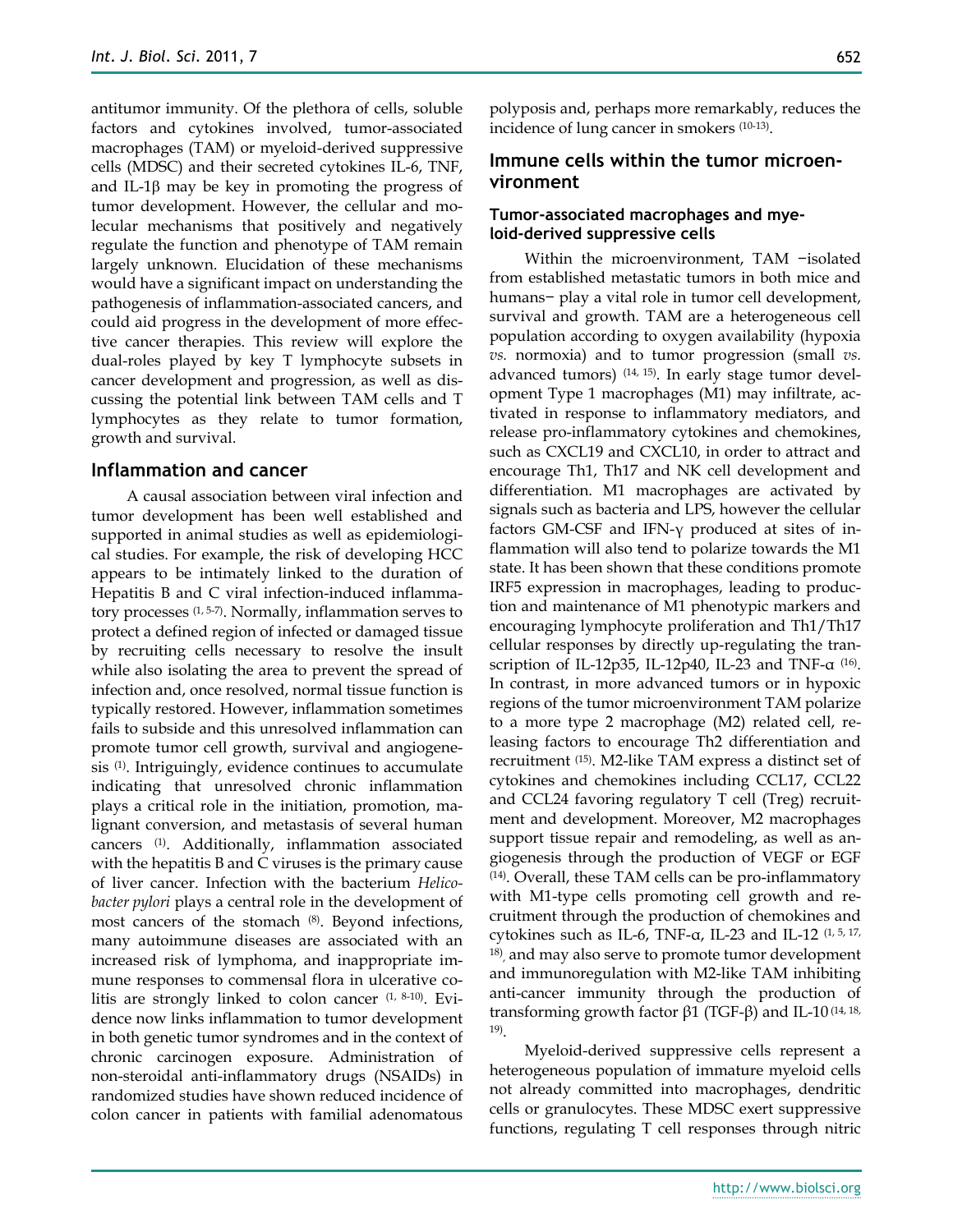antitumor immunity. Of the plethora of cells, soluble factors and cytokines involved, tumor-associated macrophages (TAM) or myeloid-derived suppressive cells (MDSC) and their secreted cytokines IL-6, TNF, and IL-1β may be key in promoting the progress of tumor development. However, the cellular and molecular mechanisms that positively and negatively regulate the function and phenotype of TAM remain largely unknown. Elucidation of these mechanisms would have a significant impact on understanding the pathogenesis of inflammation-associated cancers, and could aid progress in the development of more effective cancer therapies. This review will explore the dual-roles played by key T lymphocyte subsets in cancer development and progression, as well as discussing the potential link between TAM cells and T lymphocytes as they relate to tumor formation, growth and survival.

## Inflammation and cancer

A causal association between viral infection and tumor development has been well established and supported in animal studies as well as epidemiological studies. For example, the risk of developing HCC appears to be intimately linked to the duration of Hepatitis B and C viral infection-induced inflammatory processes [1, 5-7]. Normally, inflammation serves to protect a defined region of infected or damaged tissue by recruiting cells necessary to resolve the insult while also isolating the area to prevent the spread of infection and, once resolved, normal tissue function is typically restored. However, inflammation sometimes fails to subside and this unresolved inflammation can promote tumor cell growth, survival and angiogenesis [1]. Intriguingly, evidence continues to accumulate indicating that unresolved chronic inflammation plays a critical role in the initiation, promotion, malignant conversion, and metastasis of several human cancers [1]. Additionally, inflammation associated with the hepatitis B and C viruses is the primary cause of liver cancer. Infection with the bacterium *Helicobacter pylori* plays a central role in the development of most cancers of the stomach [8]. Beyond infections, many autoimmune diseases are associated with an increased risk of lymphoma, and inappropriate immune responses to commensal flora in ulcerative colitis are strongly linked to colon cancer [1, 8-10]. Evidence now links inflammation to tumor development in both genetic tumor syndromes and in the context of chronic carcinogen exposure. Administration of non-steroidal anti-inflammatory drugs (NSAIDs) in randomized studies have shown reduced incidence of colon cancer in patients with familial adenomatous polyposis and, perhaps more remarkably, reduces the incidence of lung cancer in smokers [10-13].

## Immune cells within the tumor microenvironment

### Tumor-associated macrophages and myeloid-derived suppressive cells

Within the microenvironment, TAM −isolated from established metastatic tumors in both mice and humans− play a vital role in tumor cell development, survival and growth. TAM are a heterogeneous cell population according to oxygen availability (hypoxia *vs.* normoxia) and to tumor progression (small *vs.* advanced tumors) [14, 15]. In early stage tumor development Type 1 macrophages (M1) may infiltrate, activated in response to inflammatory mediators, and release pro-inflammatory cytokines and chemokines, such as CXCL19 and CXCL10, in order to attract and encourage Th1, Th17 and NK cell development and differentiation. M1 macrophages are activated by signals such as bacteria and LPS, however the cellular factors GM-CSF and IFN-γ produced at sites of inflammation will also tend to polarize towards the M1 state. It has been shown that these conditions promote IRF5 expression in macrophages, leading to production and maintenance of M1 phenotypic markers and encouraging lymphocyte proliferation and Th1/Th17 cellular responses by directly up-regulating the transcription of IL-12p35, IL-12p40, IL-23 and TNF-α [16]. In contrast, in more advanced tumors or in hypoxic regions of the tumor microenvironment TAM polarize to a more type 2 macrophage (M2) related cell, releasing factors to encourage Th2 differentiation and recruitment [15]. M2-like TAM express a distinct set of cytokines and chemokines including CCL17, CCL22 and CCL24 favoring regulatory T cell (Treg) recruitment and development. Moreover, M2 macrophages support tissue repair and remodeling, as well as angiogenesis through the production of VEGF or EGF [14]. Overall, these TAM cells can be pro-inflammatory with M1-type cells promoting cell growth and recruitment through the production of chemokines and cytokines such as IL-6, TNF-α, IL-23 and IL-12 [1, 5, 17, 18], and may also serve to promote tumor development and immunoregulation with M2-like TAM inhibiting anti-cancer immunity through the production of transforming growth factor β1 (TGF-β) and IL-10 [14, 18, 19].

Myeloid-derived suppressive cells represent a heterogeneous population of immature myeloid cells not already committed into macrophages, dendritic cells or granulocytes. These MDSC exert suppressive functions, regulating T cell responses through nitric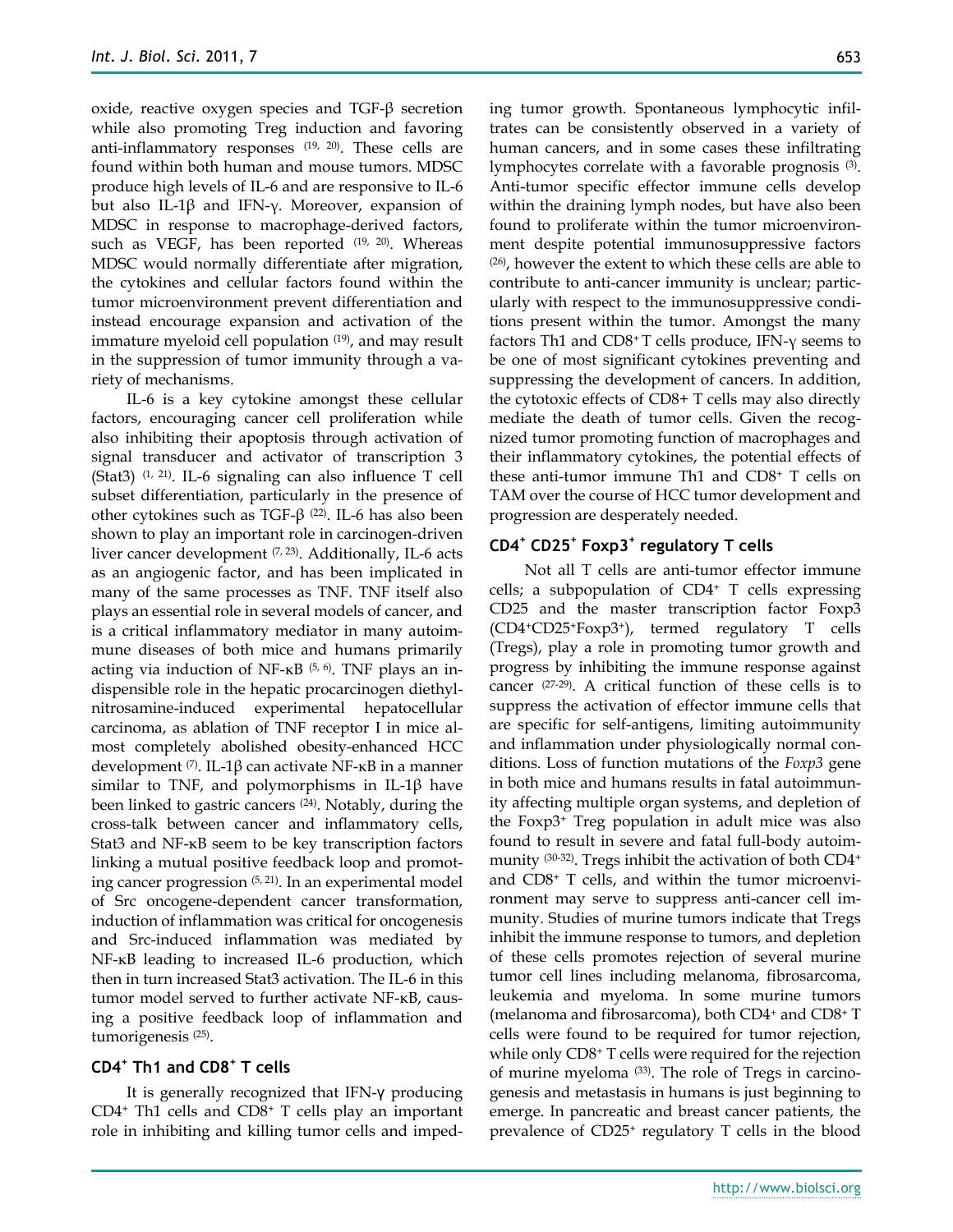oxide, reactive oxygen species and TGF-β secretion while also promoting Treg induction and favoring anti-inflammatory responses [19, 20]. These cells are found within both human and mouse tumors. MDSC produce high levels of IL-6 and are responsive to IL-6 but also IL-1β and IFN-γ. Moreover, expansion of MDSC in response to macrophage-derived factors, such as VEGF, has been reported [19, 20]. Whereas MDSC would normally differentiate after migration, the cytokines and cellular factors found within the tumor microenvironment prevent differentiation and instead encourage expansion and activation of the immature myeloid cell population [19], and may result in the suppression of tumor immunity through a variety of mechanisms.

IL-6 is a key cytokine amongst these cellular factors, encouraging cancer cell proliferation while also inhibiting their apoptosis through activation of signal transducer and activator of transcription 3 (Stat3) [1, 21]. IL-6 signaling can also influence T cell subset differentiation, particularly in the presence of other cytokines such as TGF-β [22]. IL-6 has also been shown to play an important role in carcinogen-driven liver cancer development [7, 23]. Additionally, IL-6 acts as an angiogenic factor, and has been implicated in many of the same processes as TNF. TNF itself also plays an essential role in several models of cancer, and is a critical inflammatory mediator in many autoimmune diseases of both mice and humans primarily acting via induction of NF-κB [5, 6]. TNF plays an indispensible role in the hepatic procarcinogen diethylnitrosamine-induced experimental hepatocellular carcinoma, as ablation of TNF receptor I in mice almost completely abolished obesity-enhanced HCC development [7]. IL-1β can activate NF-κB in a manner similar to TNF, and polymorphisms in IL-1β have been linked to gastric cancers [24]. Notably, during the cross-talk between cancer and inflammatory cells, Stat3 and NF-κB seem to be key transcription factors linking a mutual positive feedback loop and promoting cancer progression [5, 21]. In an experimental model of Src oncogene-dependent cancer transformation, induction of inflammation was critical for oncogenesis and Src-induced inflammation was mediated by NF-κB leading to increased IL-6 production, which then in turn increased Stat3 activation. The IL-6 in this tumor model served to further activate NF-κB, causing a positive feedback loop of inflammation and tumorigenesis [25].

## $CD4^+$ Th1 and $CD8^+$ T cells

It is generally recognized that IFN-γ producing $CD4^+$ Th1 cells and $CD8^+$ T cells play an important role in inhibiting and killing tumor cells and impeding tumor growth. Spontaneous lymphocytic infiltrates can be consistently observed in a variety of human cancers, and in some cases these infiltrating lymphocytes correlate with a favorable prognosis [3]. Anti-tumor specific effector immune cells develop within the draining lymph nodes, but have also been found to proliferate within the tumor microenvironment despite potential immunosuppressive factors [26], however the extent to which these cells are able to contribute to anti-cancer immunity is unclear; particularly with respect to the immunosuppressive conditions present within the tumor. Amongst the many factors Th1 and $CD8^+$ T cells produce, IFN-γ seems to be one of most significant cytokines preventing and suppressing the development of cancers. In addition, the cytotoxic effects of CD8+ T cells may also directly mediate the death of tumor cells. Given the recognized tumor promoting function of macrophages and their inflammatory cytokines, the potential effects of these anti-tumor immune Th1 and $CD8^+$ T cells on TAM over the course of HCC tumor development and progression are desperately needed.

## $CD4^+$ $CD25^+$ $Foxp3^+$ regulatory T cells

Not all T cells are anti-tumor effector immune cells; a subpopulation of $CD4^+$ T cells expressing CD25 and the master transcription factor Foxp3 ($CD4^+CD25^+Foxp3^+$), termed regulatory T cells (Tregs), play a role in promoting tumor growth and progress by inhibiting the immune response against cancer [27-29]. A critical function of these cells is to suppress the activation of effector immune cells that are specific for self-antigens, limiting autoimmunity and inflammation under physiologically normal conditions. Loss of function mutations of the *Foxp3* gene in both mice and humans results in fatal autoimmunity affecting multiple organ systems, and depletion of the $Foxp3^+$ Treg population in adult mice was also found to result in severe and fatal full-body autoimmunity [30-32]. Tregs inhibit the activation of both $CD4^+$ and $CD8^+$ T cells, and within the tumor microenvironment may serve to suppress anti-cancer cell immunity. Studies of murine tumors indicate that Tregs inhibit the immune response to tumors, and depletion of these cells promotes rejection of several murine tumor cell lines including melanoma, fibrosarcoma, leukemia and myeloma. In some murine tumors (melanoma and fibrosarcoma), both $CD4^+$ and $CD8^+$ T cells were found to be required for tumor rejection, while only $CD8^+$ T cells were required for the rejection of murine myeloma [33]. The role of Tregs in carcinogenesis and metastasis in humans is just beginning to emerge. In pancreatic and breast cancer patients, the prevalence of $CD25^+$ regulatory T cells in the blood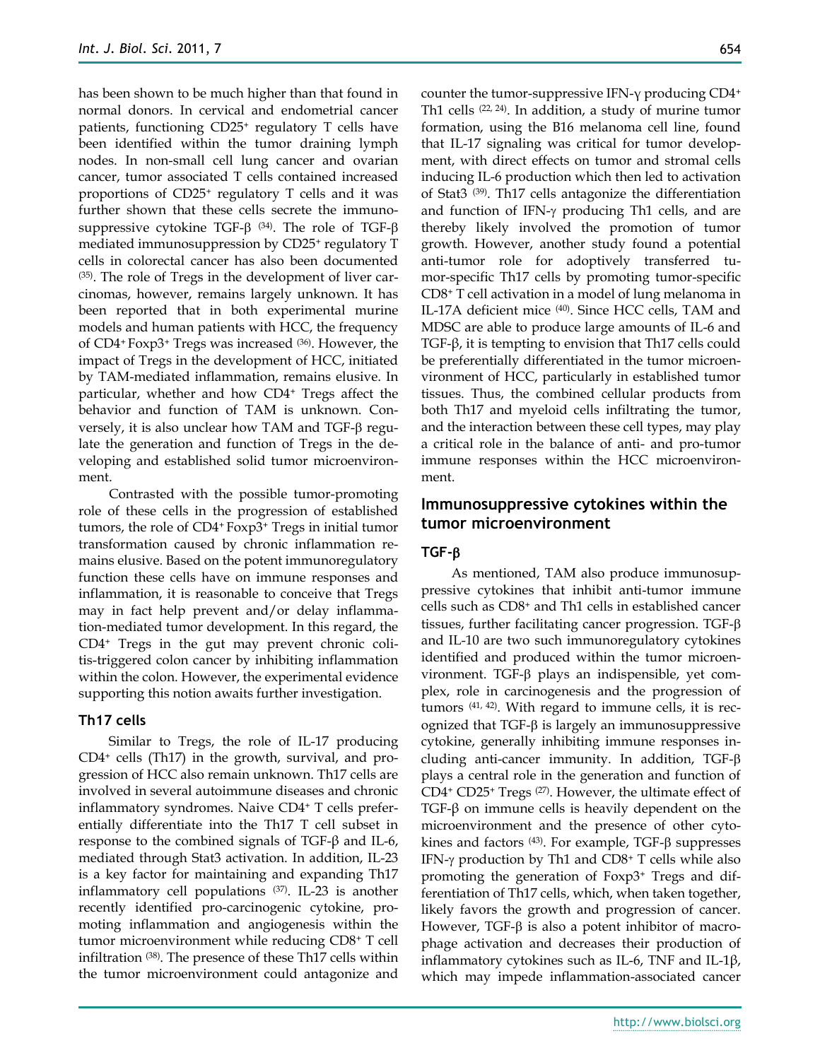has been shown to be much higher than that found in normal donors. In cervical and endometrial cancer patients, functioning $CD25^+$ regulatory T cells have been identified within the tumor draining lymph nodes. In non-small cell lung cancer and ovarian cancer, tumor associated T cells contained increased proportions of $CD25^+$ regulatory T cells and it was further shown that these cells secrete the immunosuppressive cytokine TGF-β [34]. The role of TGF-β mediated immunosuppression by $CD25^+$ regulatory T cells in colorectal cancer has also been documented [35]. The role of Tregs in the development of liver carcinomas, however, remains largely unknown. It has been reported that in both experimental murine models and human patients with HCC, the frequency of $CD4^+$ $Foxp3^+$ Tregs was increased [36]. However, the impact of Tregs in the development of HCC, initiated by TAM-mediated inflammation, remains elusive. In particular, whether and how $CD4^+$ Tregs affect the behavior and function of TAM is unknown. Conversely, it is also unclear how TAM and TGF-β regulate the generation and function of Tregs in the developing and established solid tumor microenvironment.

Contrasted with the possible tumor-promoting role of these cells in the progression of established tumors, the role of $CD4^+$ $Foxp3^+$ Tregs in initial tumor transformation caused by chronic inflammation remains elusive. Based on the potent immunoregulatory function these cells have on immune responses and inflammation, it is reasonable to conceive that Tregs may in fact help prevent and/or delay inflammation-mediated tumor development. In this regard, the $CD4^+$ Tregs in the gut may prevent chronic colitis-triggered colon cancer by inhibiting inflammation within the colon. However, the experimental evidence supporting this notion awaits further investigation.

### Th17 cells

Similar to Tregs, the role of IL-17 producing $CD4^+$ cells (Th17) in the growth, survival, and progression of HCC also remain unknown. Th17 cells are involved in several autoimmune diseases and chronic inflammatory syndromes. Naive $CD4^+$ T cells preferentially differentiate into the Th17 T cell subset in response to the combined signals of TGF-β and IL-6, mediated through Stat3 activation. In addition, IL-23 is a key factor for maintaining and expanding Th17 inflammatory cell populations [37]. IL-23 is another recently identified pro-carcinogenic cytokine, promoting inflammation and angiogenesis within the tumor microenvironment while reducing $CD8^+$ T cell infiltration [38]. The presence of these Th17 cells within the tumor microenvironment could antagonize and counter the tumor-suppressive IFN-γ producing $CD4^+$ Th1 cells [22, 24]. In addition, a study of murine tumor formation, using the B16 melanoma cell line, found that IL-17 signaling was critical for tumor development, with direct effects on tumor and stromal cells inducing IL-6 production which then led to activation of Stat3 [39]. Th17 cells antagonize the differentiation and function of IFN-γ producing Th1 cells, and are thereby likely involved the promotion of tumor growth. However, another study found a potential anti-tumor role for adoptively transferred tumor-specific Th17 cells by promoting tumor-specific $CD8^+$ T cell activation in a model of lung melanoma in IL-17A deficient mice [40]. Since HCC cells, TAM and MDSC are able to produce large amounts of IL-6 and TGF-β, it is tempting to envision that Th17 cells could be preferentially differentiated in the tumor microenvironment of HCC, particularly in established tumor tissues. Thus, the combined cellular products from both Th17 and myeloid cells infiltrating the tumor, and the interaction between these cell types, may play a critical role in the balance of anti- and pro-tumor immune responses within the HCC microenvironment.

## Immunosuppressive cytokines within the tumor microenvironment

### TGF-β

As mentioned, TAM also produce immunosuppressive cytokines that inhibit anti-tumor immune cells such as $CD8^+$ and Th1 cells in established cancer tissues, further facilitating cancer progression. TGF-β and IL-10 are two such immunoregulatory cytokines identified and produced within the tumor microenvironment. TGF-β plays an indispensible, yet complex, role in carcinogenesis and the progression of tumors [41, 42]. With regard to immune cells, it is recognized that TGF-β is largely an immunosuppressive cytokine, generally inhibiting immune responses including anti-cancer immunity. In addition, TGF-β plays a central role in the generation and function of $CD4^+$ $CD25^+$ Tregs [27]. However, the ultimate effect of TGF-β on immune cells is heavily dependent on the microenvironment and the presence of other cytokines and factors [43]. For example, TGF-β suppresses IFN-γ production by Th1 and $CD8^+$ T cells while also promoting the generation of $Foxp3^+$ Tregs and differentiation of Th17 cells, which, when taken together, likely favors the growth and progression of cancer. However, TGF-β is also a potent inhibitor of macrophage activation and decreases their production of inflammatory cytokines such as IL-6, TNF and IL-1β, which may impede inflammation-associated cancer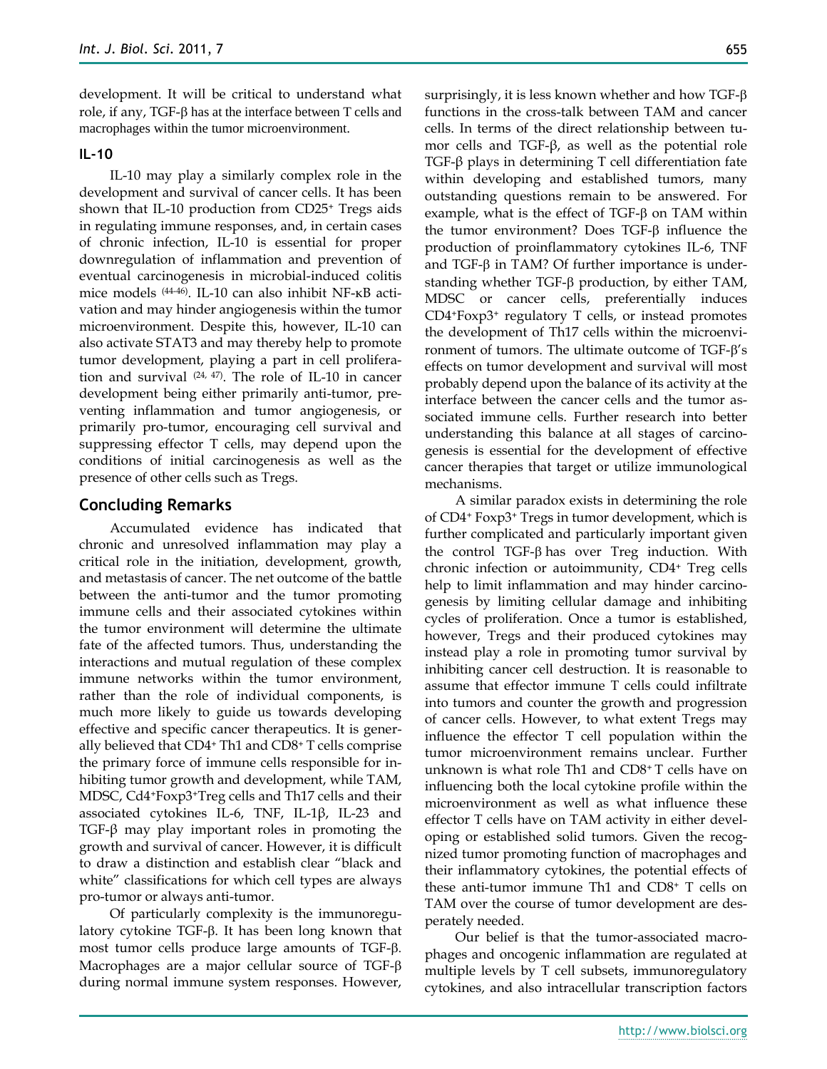development. It will be critical to understand what role, if any, TGF-β has at the interface between T cells and macrophages within the tumor microenvironment.

### IL-10

IL-10 may play a similarly complex role in the development and survival of cancer cells. It has been shown that IL-10 production from CD25+ Tregs aids in regulating immune responses, and, in certain cases of chronic infection, IL-10 is essential for proper downregulation of inflammation and prevention of eventual carcinogenesis in microbial-induced colitis mice models [44-46]. IL-10 can also inhibit NF-κB activation and may hinder angiogenesis within the tumor microenvironment. Despite this, however, IL-10 can also activate STAT3 and may thereby help to promote tumor development, playing a part in cell proliferation and survival [24, 47]. The role of IL-10 in cancer development being either primarily anti-tumor, preventing inflammation and tumor angiogenesis, or primarily pro-tumor, encouraging cell survival and suppressing effector T cells, may depend upon the conditions of initial carcinogenesis as well as the presence of other cells such as Tregs.

## Concluding Remarks

Accumulated evidence has indicated that chronic and unresolved inflammation may play a critical role in the initiation, development, growth, and metastasis of cancer. The net outcome of the battle between the anti-tumor and the tumor promoting immune cells and their associated cytokines within the tumor environment will determine the ultimate fate of the affected tumors. Thus, understanding the interactions and mutual regulation of these complex immune networks within the tumor environment, rather than the role of individual components, is much more likely to guide us towards developing effective and specific cancer therapeutics. It is generally believed that CD4+ Th1 and CD8+ T cells comprise the primary force of immune cells responsible for inhibiting tumor growth and development, while TAM, MDSC, Cd4+Foxp3+Treg cells and Th17 cells and their associated cytokines IL-6, TNF, IL-1β, IL-23 and TGF-β may play important roles in promoting the growth and survival of cancer. However, it is difficult to draw a distinction and establish clear "black and white" classifications for which cell types are always pro-tumor or always anti-tumor.

Of particularly complexity is the immunoregulatory cytokine TGF-β. It has been long known that most tumor cells produce large amounts of TGF-β. Macrophages are a major cellular source of TGF-β during normal immune system responses. However, surprisingly, it is less known whether and how TGF-β functions in the cross-talk between TAM and cancer cells. In terms of the direct relationship between tumor cells and TGF-β, as well as the potential role TGF-β plays in determining T cell differentiation fate within developing and established tumors, many outstanding questions remain to be answered. For example, what is the effect of TGF-β on TAM within the tumor environment? Does TGF-β influence the production of proinflammatory cytokines IL-6, TNF and TGF-β in TAM? Of further importance is understanding whether TGF-β production, by either TAM, MDSC or cancer cells, preferentially induces CD4+Foxp3+ regulatory T cells, or instead promotes the development of Th17 cells within the microenvironment of tumors. The ultimate outcome of TGF-β's effects on tumor development and survival will most probably depend upon the balance of its activity at the interface between the cancer cells and the tumor associated immune cells. Further research into better understanding this balance at all stages of carcinogenesis is essential for the development of effective cancer therapies that target or utilize immunological mechanisms.

A similar paradox exists in determining the role of CD4+ Foxp3+ Tregs in tumor development, which is further complicated and particularly important given the control TGF-β has over Treg induction. With chronic infection or autoimmunity, CD4+ Treg cells help to limit inflammation and may hinder carcinogenesis by limiting cellular damage and inhibiting cycles of proliferation. Once a tumor is established, however, Tregs and their produced cytokines may instead play a role in promoting tumor survival by inhibiting cancer cell destruction. It is reasonable to assume that effector immune T cells could infiltrate into tumors and counter the growth and progression of cancer cells. However, to what extent Tregs may influence the effector T cell population within the tumor microenvironment remains unclear. Further unknown is what role Th1 and CD8+ T cells have on influencing both the local cytokine profile within the microenvironment as well as what influence these effector T cells have on TAM activity in either developing or established solid tumors. Given the recognized tumor promoting function of macrophages and their inflammatory cytokines, the potential effects of these anti-tumor immune Th1 and CD8+ T cells on TAM over the course of tumor development are desperately needed.

Our belief is that the tumor-associated macrophages and oncogenic inflammation are regulated at multiple levels by T cell subsets, immunoregulatory cytokines, and also intracellular transcription factors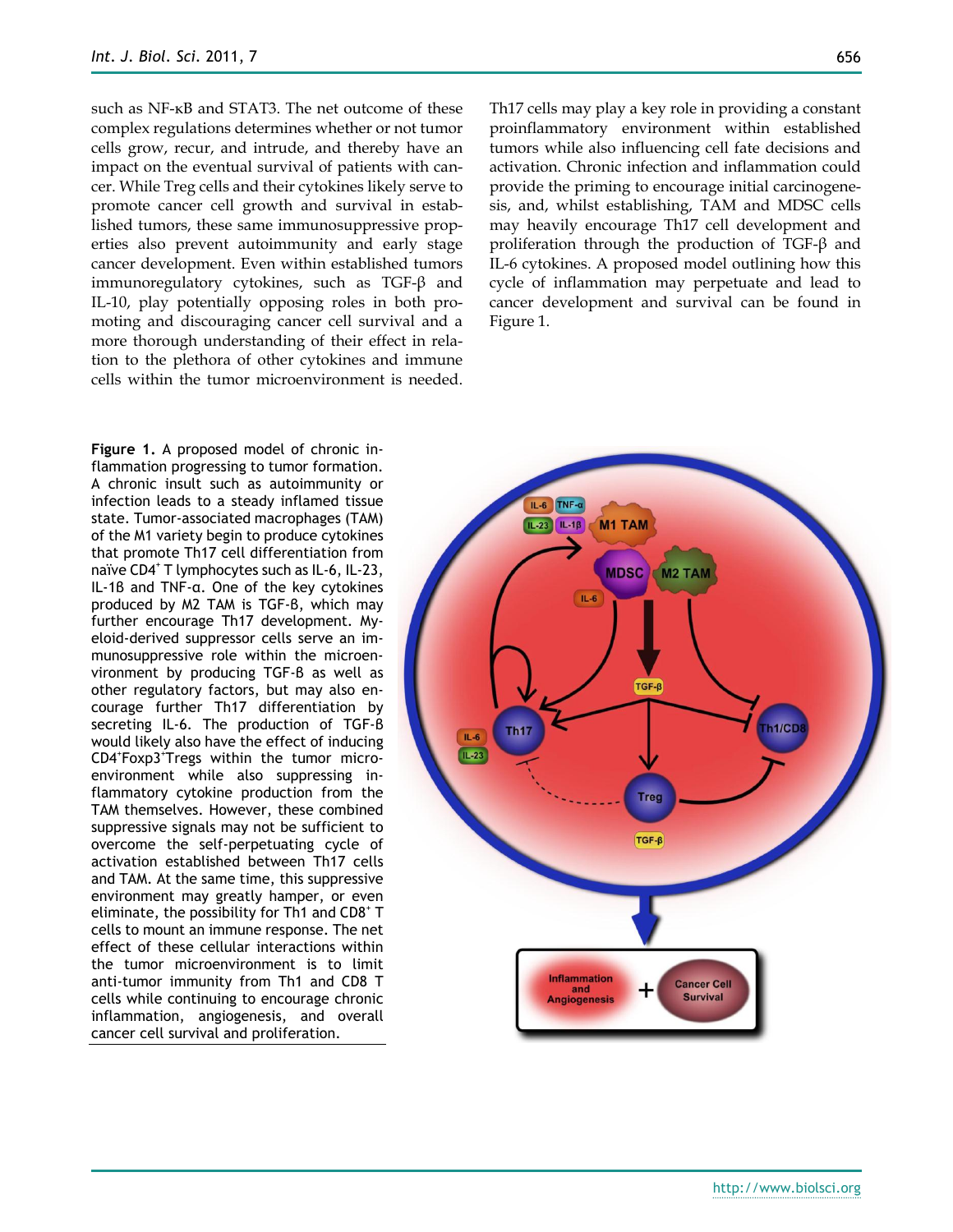such as NF-κB and STAT3. The net outcome of these complex regulations determines whether or not tumor cells grow, recur, and intrude, and thereby have an impact on the eventual survival of patients with cancer. While Treg cells and their cytokines likely serve to promote cancer cell growth and survival in established tumors, these same immunosuppressive properties also prevent autoimmunity and early stage cancer development. Even within established tumors immunoregulatory cytokines, such as TGF-β and IL-10, play potentially opposing roles in both promoting and discouraging cancer cell survival and a more thorough understanding of their effect in relation to the plethora of other cytokines and immune cells within the tumor microenvironment is needed.

Th17 cells may play a key role in providing a constant proinflammatory environment within established tumors while also influencing cell fate decisions and activation. Chronic infection and inflammation could provide the priming to encourage initial carcinogenesis, and, whilst establishing, TAM and MDSC cells may heavily encourage Th17 cell development and proliferation through the production of TGF-β and IL-6 cytokines. A proposed model outlining how this cycle of inflammation may perpetuate and lead to cancer development and survival can be found in Figure 1.

**Figure 1.** A proposed model of chronic inflammation progressing to tumor formation. A chronic insult such as autoimmunity or infection leads to a steady inflamed tissue state. Tumor-associated macrophages (TAM) of the M1 variety begin to produce cytokines that promote Th17 cell differentiation from naïve CD4[+] T lymphocytes such as IL-6, IL-23, IL-1β and TNF-α. One of the key cytokines produced by M2 TAM is TGF-β, which may further encourage Th17 development. Myeloid-derived suppressor cells serve an immunosuppressive role within the microenvironment by producing TGF-β as well as other regulatory factors, but may also encourage further Th17 differentiation by secreting IL-6. The production of TGF-β would likely also have the effect of inducing CD4[+]Foxp3[+]Tregs within the tumor microenvironment while also suppressing inflammatory cytokine production from the TAM themselves. However, these combined suppressive signals may not be sufficient to overcome the self-perpetuating cycle of activation established between Th17 cells and TAM. At the same time, this suppressive environment may greatly hamper, or even eliminate, the possibility for Th1 and CD8[+] T cells to mount an immune response. The net effect of these cellular interactions within the tumor microenvironment is to limit anti-tumor immunity from Th1 and CD8 T cells while continuing to encourage chronic inflammation, angiogenesis, and overall cancer cell survival and proliferation.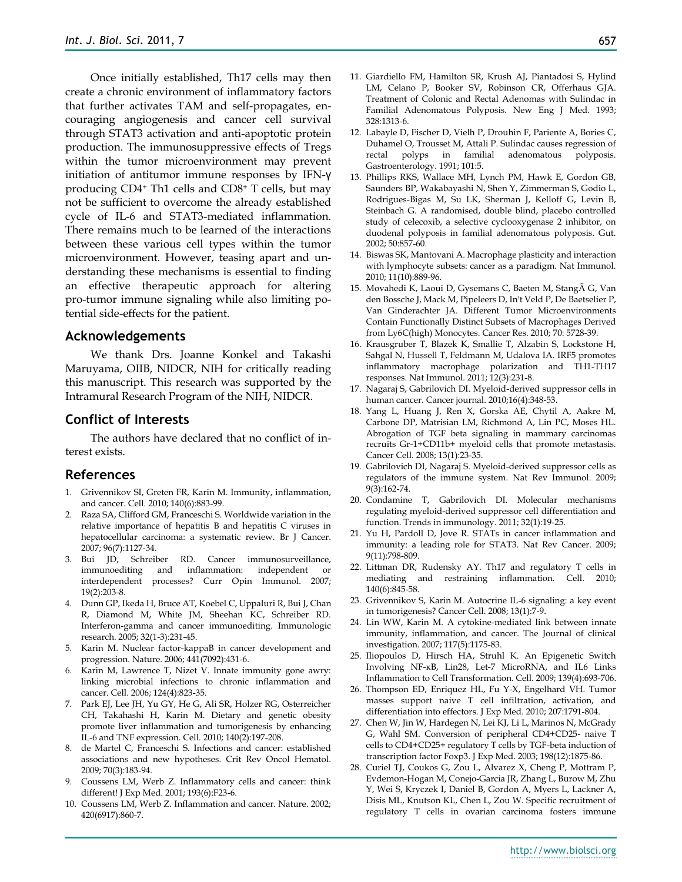Once initially established, Th17 cells may then create a chronic environment of inflammatory factors that further activates TAM and self-propagates, encouraging angiogenesis and cancer cell survival through STAT3 activation and anti-apoptotic protein production. The immunosuppressive effects of Tregs within the tumor microenvironment may prevent initiation of antitumor immune responses by IFN-γ producing $CD4^+$ Th1 cells and $CD8^+$ T cells, but may not be sufficient to overcome the already established cycle of IL-6 and STAT3-mediated inflammation. There remains much to be learned of the interactions between these various cell types within the tumor microenvironment. However, teasing apart and understanding these mechanisms is essential to finding an effective therapeutic approach for altering pro-tumor immune signaling while also limiting potential side-effects for the patient.

## Acknowledgements

We thank Drs. Joanne Konkel and Takashi Maruyama, OIIB, NIDCR, NIH for critically reading this manuscript. This research was supported by the Intramural Research Program of the NIH, NIDCR.

## Conflict of Interests

The authors have declared that no conflict of interest exists.

## References

1. Grivennikov SI, Greten FR, Karin M. Immunity, inflammation, and cancer. Cell. 2010; 140(6):883-99.
2. Raza SA, Clifford GM, Franceschi S. Worldwide variation in the relative importance of hepatitis B and hepatitis C viruses in hepatocellular carcinoma: a systematic review. Br J Cancer. 2007; 96(7):1127-34.
3. Bui JD, Schreiber RD. Cancer immunosurveillance, immunoediting and inflammation: independent or interdependent processes? Curr Opin Immunol. 2007; 19(2):203-8.
4. Dunn GP, Ikeda H, Bruce AT, Koebel C, Uppaluri R, Bui J, Chan R, Diamond M, White JM, Sheehan KC, Schreiber RD. Interferon-gamma and cancer immunoediting. Immunologic research. 2005; 32(1-3):231-45.
5. Karin M. Nuclear factor-kappaB in cancer development and progression. Nature. 2006; 441(7092):431-6.
6. Karin M, Lawrence T, Nizet V. Innate immunity gone awry: linking microbial infections to chronic inflammation and cancer. Cell. 2006; 124(4):823-35.
7. Park EJ, Lee JH, Yu GY, He G, Ali SR, Holzer RG, Osterreicher CH, Takahashi H, Karin M. Dietary and genetic obesity promote liver inflammation and tumorigenesis by enhancing IL-6 and TNF expression. Cell. 2010; 140(2):197-208.
8. de Martel C, Franceschi S. Infections and cancer: established associations and new hypotheses. Crit Rev Oncol Hematol. 2009; 70(3):183-94.
9. Coussens LM, Werb Z. Inflammatory cells and cancer: think different! J Exp Med. 2001; 193(6):F23-6.
10. Coussens LM, Werb Z. Inflammation and cancer. Nature. 2002; 420(6917):860-7.
11. Giardiello FM, Hamilton SR, Krush AJ, Piantadosi S, Hylind LM, Celano P, Booker SV, Robinson CR, Offerhaus GJA. Treatment of Colonic and Rectal Adenomas with Sulindac in Familial Adenomatous Polyposis. New Eng J Med. 1993; 328:1313-6.
12. Labayle D, Fischer D, Vielh P, Drouhin F, Pariente A, Bories C, Duhamel O, Trousset M, Attali P. Sulindac causes regression of rectal polyps in familial adenomatous polyposis. Gastroenterology. 1991; 101:5.
13. Phillips RKS, Wallace MH, Lynch PM, Hawk E, Gordon GB, Saunders BP, Wakabayashi N, Shen Y, Zimmerman S, Godio L, Rodrigues-Bigas M, Su LK, Sherman J, Kelloff G, Levin B, Steinbach G. A randomised, double blind, placebo controlled study of celecoxib, a selective cyclooxygenase 2 inhibitor, on duodenal polyposis in familial adenomatous polyposis. Gut. 2002; 50:857-60.
14. Biswas SK, Mantovani A. Macrophage plasticity and interaction with lymphocyte subsets: cancer as a paradigm. Nat Immunol. 2010; 11(10):889-96.
15. Movahedi K, Laoui D, Gysemans C, Baeten M, StangÃ G, Van den Bossche J, Mack M, Pipeleers D, In't Veld P, De Baetselier P, Van Ginderachter JA. Different Tumor Microenvironments Contain Functionally Distinct Subsets of Macrophages Derived from Ly6C(high) Monocytes. Cancer Res. 2010; 70: 5728-39.
16. Krausgruber T, Blazek K, Smallie T, Alzabin S, Lockstone H, Sahgal N, Hussell T, Feldmann M, Udalova IA. IRF5 promotes inflammatory macrophage polarization and TH1-TH17 responses. Nat Immunol. 2011; 12(3):231-8.
17. Nagaraj S, Gabrilovich DI. Myeloid-derived suppressor cells in human cancer. Cancer journal. 2010;16(4):348-53.
18. Yang L, Huang J, Ren X, Gorska AE, Chytil A, Aakre M, Carbone DP, Matrisian LM, Richmond A, Lin PC, Moses HL. Abrogation of TGF beta signaling in mammary carcinomas recruits Gr-1+CD11b+ myeloid cells that promote metastasis. Cancer Cell. 2008; 13(1):23-35.
19. Gabrilovich DI, Nagaraj S. Myeloid-derived suppressor cells as regulators of the immune system. Nat Rev Immunol. 2009; 9(3):162-74.
20. Condamine T, Gabrilovich DI. Molecular mechanisms regulating myeloid-derived suppressor cell differentiation and function. Trends in immunology. 2011; 32(1):19-25.
21. Yu H, Pardoll D, Jove R. STATs in cancer inflammation and immunity: a leading role for STAT3. Nat Rev Cancer. 2009; 9(11):798-809.
22. Littman DR, Rudensky AY. Th17 and regulatory T cells in mediating and restraining inflammation. Cell. 2010; 140(6):845-58.
23. Grivennikov S, Karin M. Autocrine IL-6 signaling: a key event in tumorigenesis? Cancer Cell. 2008; 13(1):7-9.
24. Lin WW, Karin M. A cytokine-mediated link between innate immunity, inflammation, and cancer. The Journal of clinical investigation. 2007; 117(5):1175-83.
25. Iliopoulos D, Hirsch HA, Struhl K. An Epigenetic Switch Involving NF-κB, Lin28, Let-7 MicroRNA, and IL6 Links Inflammation to Cell Transformation. Cell. 2009; 139(4):693-706.
26. Thompson ED, Enriquez HL, Fu Y-X, Engelhard VH. Tumor masses support naive T cell infiltration, activation, and differentiation into effectors. J Exp Med. 2010; 207:1791-804.
27. Chen W, Jin W, Hardegen N, Lei KJ, Li L, Marinos N, McGrady G, Wahl SM. Conversion of peripheral CD4+CD25- naive T cells to CD4+CD25+ regulatory T cells by TGF-beta induction of transcription factor Foxp3. J Exp Med. 2003; 198(12):1875-86.
28. Curiel TJ, Coukos G, Zou L, Alvarez X, Cheng P, Mottram P, Evdemon-Hogan M, Conejo-Garcia JR, Zhang L, Burow M, Zhu Y, Wei S, Kryczek I, Daniel B, Gordon A, Myers L, Lackner A, Disis ML, Knutson KL, Chen L, Zou W. Specific recruitment of regulatory T cells in ovarian carcinoma fosters immune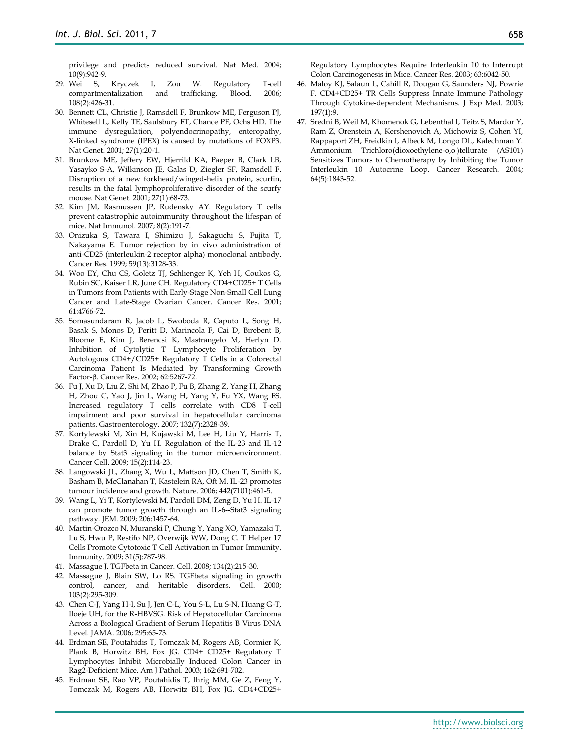privilege and predicts reduced survival. Nat Med. 2004; 10(9):942-9.

29. Wei S, Kryczek I, Zou W. Regulatory T-cell compartmentalization and trafficking. Blood. 2006; 108(2):426-31.
30. Bennett CL, Christie J, Ramsdell F, Brunkow ME, Ferguson PJ, Whitesell L, Kelly TE, Saulsbury FT, Chance PF, Ochs HD. The immune dysregulation, polyendocrinopathy, enteropathy, X-linked syndrome (IPEX) is caused by mutations of FOXP3. Nat Genet. 2001; 27(1):20-1.
31. Brunkow ME, Jeffery EW, Hjerrild KA, Paeper B, Clark LB, Yasayko S-A, Wilkinson JE, Galas D, Ziegler SF, Ramsdell F. Disruption of a new forkhead/winged-helix protein, scurfin, results in the fatal lymphoproliferative disorder of the scurfy mouse. Nat Genet. 2001; 27(1):68-73.
32. Kim JM, Rasmussen JP, Rudensky AY. Regulatory T cells prevent catastrophic autoimmunity throughout the lifespan of mice. Nat Immunol. 2007; 8(2):191-7.
33. Onizuka S, Tawara I, Shimizu J, Sakaguchi S, Fujita T, Nakayama E. Tumor rejection by in vivo administration of anti-CD25 (interleukin-2 receptor alpha) monoclonal antibody. Cancer Res. 1999; 59(13):3128-33.
34. Woo EY, Chu CS, Goletz TJ, Schlienger K, Yeh H, Coukos G, Rubin SC, Kaiser LR, June CH. Regulatory CD4+CD25+ T Cells in Tumors from Patients with Early-Stage Non-Small Cell Lung Cancer and Late-Stage Ovarian Cancer. Cancer Res. 2001; 61:4766-72.
35. Somasundaram R, Jacob L, Swoboda R, Caputo L, Song H, Basak S, Monos D, Peritt D, Marincola F, Cai D, Birebent B, Bloome E, Kim J, Berencsi K, Mastrangelo M, Herlyn D. Inhibition of Cytolytic T Lymphocyte Proliferation by Autologous CD4+/CD25+ Regulatory T Cells in a Colorectal Carcinoma Patient Is Mediated by Transforming Growth Factor-β. Cancer Res. 2002; 62:5267-72.
36. Fu J, Xu D, Liu Z, Shi M, Zhao P, Fu B, Zhang Z, Yang H, Zhang H, Zhou C, Yao J, Jin L, Wang H, Yang Y, Fu YX, Wang FS. Increased regulatory T cells correlate with CD8 T-cell impairment and poor survival in hepatocellular carcinoma patients. Gastroenterology. 2007; 132(7):2328-39.
37. Kortylewski M, Xin H, Kujawski M, Lee H, Liu Y, Harris T, Drake C, Pardoll D, Yu H. Regulation of the IL-23 and IL-12 balance by Stat3 signaling in the tumor microenvironment. Cancer Cell. 2009; 15(2):114-23.
38. Langowski JL, Zhang X, Wu L, Mattson JD, Chen T, Smith K, Basham B, McClanahan T, Kastelein RA, Oft M. IL-23 promotes tumour incidence and growth. Nature. 2006; 442(7101):461-5.
39. Wang L, Yi T, Kortylewski M, Pardoll DM, Zeng D, Yu H. IL-17 can promote tumor growth through an IL-6--Stat3 signaling pathway. JEM. 2009; 206:1457-64.
40. Martin-Orozco N, Muranski P, Chung Y, Yang XO, Yamazaki T, Lu S, Hwu P, Restifo NP, Overwijk WW, Dong C. T Helper 17 Cells Promote Cytotoxic T Cell Activation in Tumor Immunity. Immunity. 2009; 31(5):787-98.
41. Massague J. TGFbeta in Cancer. Cell. 2008; 134(2):215-30.
42. Massague J, Blain SW, Lo RS. TGFbeta signaling in growth control, cancer, and heritable disorders. Cell. 2000; 103(2):295-309.
43. Chen C-J, Yang H-I, Su J, Jen C-L, You S-L, Lu S-N, Huang G-T, Iloeje UH, for the R-HBVSG. Risk of Hepatocellular Carcinoma Across a Biological Gradient of Serum Hepatitis B Virus DNA Level. JAMA. 2006; 295:65-73.
44. Erdman SE, Poutahidis T, Tomczak M, Rogers AB, Cormier K, Plank B, Horwitz BH, Fox JG. CD4+ CD25+ Regulatory T Lymphocytes Inhibit Microbially Induced Colon Cancer in Rag2-Deficient Mice. Am J Pathol. 2003; 162:691-702.
45. Erdman SE, Rao VP, Poutahidis T, Ihrig MM, Ge Z, Feng Y, Tomczak M, Rogers AB, Horwitz BH, Fox JG. CD4+CD25+ Regulatory Lymphocytes Require Interleukin 10 to Interrupt Colon Carcinogenesis in Mice. Cancer Res. 2003; 63:6042-50.
46. Maloy KJ, Salaun L, Cahill R, Dougan G, Saunders NJ, Powrie F. CD4+CD25+ TR Cells Suppress Innate Immune Pathology Through Cytokine-dependent Mechanisms. J Exp Med. 2003; 197(1):9.
47. Sredni B, Weil M, Khomenok G, Lebenthal I, Teitz S, Mardor Y, Ram Z, Orenstein A, Kershenovich A, Michowiz S, Cohen YI, Rappaport ZH, Freidkin I, Albeck M, Longo DL, Kalechman Y. Ammonium Trichloro(dioxoethylene-o,o')tellurate (AS101) Sensitizes Tumors to Chemotherapy by Inhibiting the Tumor Interleukin 10 Autocrine Loop. Cancer Research. 2004; 64(5):1843-52.